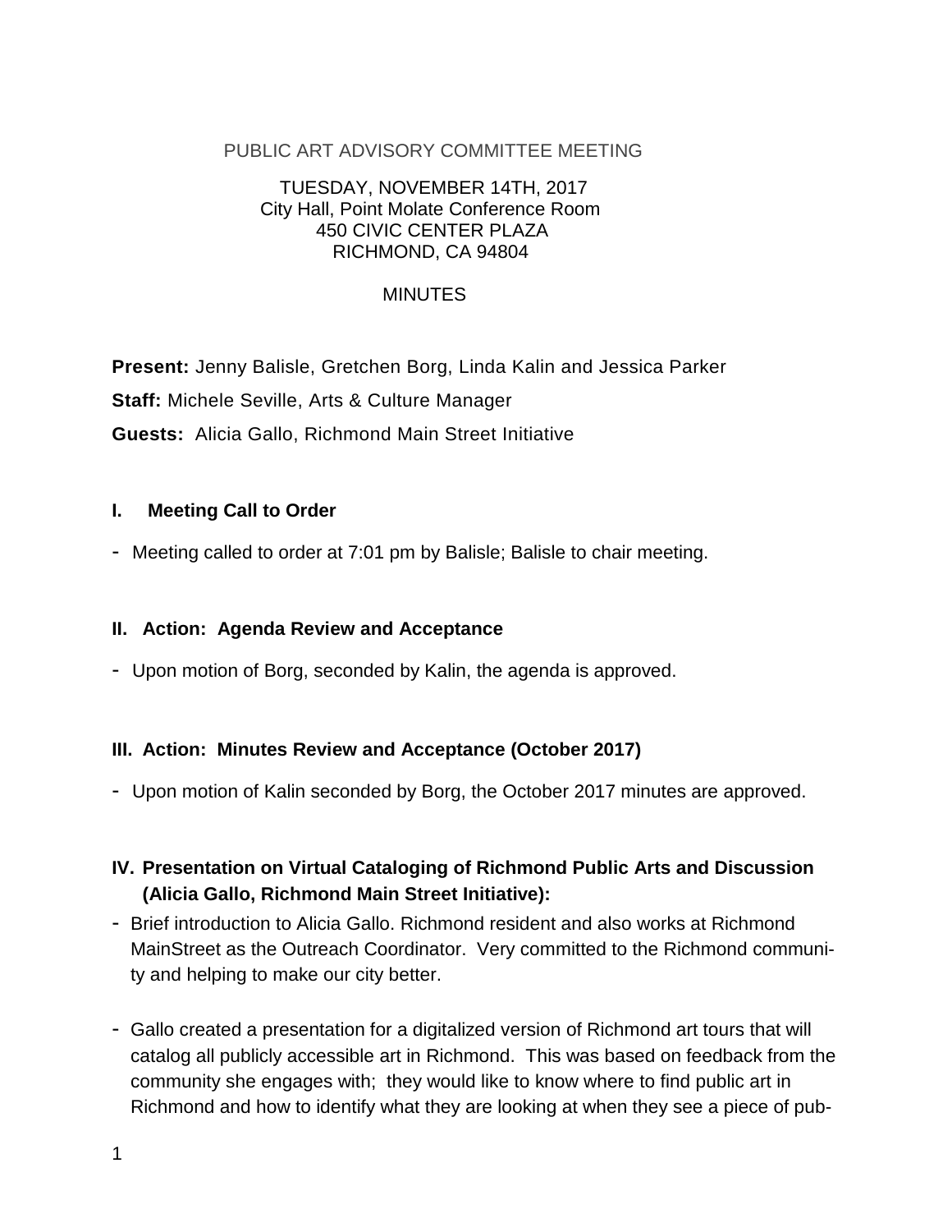PUBLIC ART ADVISORY COMMITTEE MEETING

TUESDAY, NOVEMBER 14TH, 2017
City Hall, Point Molate Conference Room
450 CIVIC CENTER PLAZA
RICHMOND, CA 94804

MINUTES

**Present:** Jenny Balisle, Gretchen Borg, Linda Kalin and Jessica Parker

**Staff:** Michele Seville, Arts & Culture Manager

**Guests:** Alicia Gallo, Richmond Main Street Initiative

## I. Meeting Call to Order

- Meeting called to order at 7:01 pm by Balisle; Balisle to chair meeting.

## II. Action: Agenda Review and Acceptance

- Upon motion of Borg, seconded by Kalin, the agenda is approved.

## III. Action: Minutes Review and Acceptance (October 2017)

- Upon motion of Kalin seconded by Borg, the October 2017 minutes are approved.

## IV. Presentation on Virtual Cataloging of Richmond Public Arts and Discussion (Alicia Gallo, Richmond Main Street Initiative):

- Brief introduction to Alicia Gallo. Richmond resident and also works at Richmond MainStreet as the Outreach Coordinator. Very committed to the Richmond community and helping to make our city better.

- Gallo created a presentation for a digitalized version of Richmond art tours that will catalog all publicly accessible art in Richmond. This was based on feedback from the community she engages with; they would like to know where to find public art in Richmond and how to identify what they are looking at when they see a piece of pub-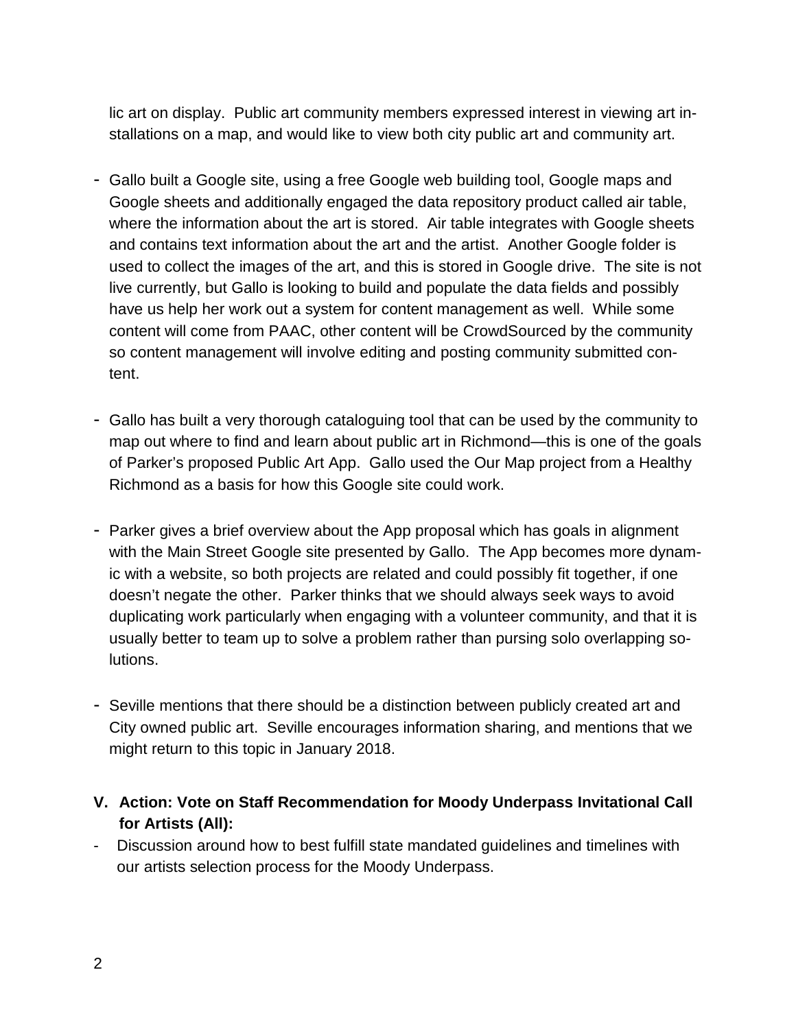lic art on display. Public art community members expressed interest in viewing art installations on a map, and would like to view both city public art and community art.

- Gallo built a Google site, using a free Google web building tool, Google maps and Google sheets and additionally engaged the data repository product called air table, where the information about the art is stored. Air table integrates with Google sheets and contains text information about the art and the artist. Another Google folder is used to collect the images of the art, and this is stored in Google drive. The site is not live currently, but Gallo is looking to build and populate the data fields and possibly have us help her work out a system for content management as well. While some content will come from PAAC, other content will be CrowdSourced by the community so content management will involve editing and posting community submitted content.

- Gallo has built a very thorough cataloguing tool that can be used by the community to map out where to find and learn about public art in Richmond—this is one of the goals of Parker's proposed Public Art App. Gallo used the Our Map project from a Healthy Richmond as a basis for how this Google site could work.

- Parker gives a brief overview about the App proposal which has goals in alignment with the Main Street Google site presented by Gallo. The App becomes more dynamic with a website, so both projects are related and could possibly fit together, if one doesn't negate the other. Parker thinks that we should always seek ways to avoid duplicating work particularly when engaging with a volunteer community, and that it is usually better to team up to solve a problem rather than pursing solo overlapping solutions.

- Seville mentions that there should be a distinction between publicly created art and City owned public art. Seville encourages information sharing, and mentions that we might return to this topic in January 2018.

## V. Action: Vote on Staff Recommendation for Moody Underpass Invitational Call for Artists (All):

- Discussion around how to best fulfill state mandated guidelines and timelines with our artists selection process for the Moody Underpass.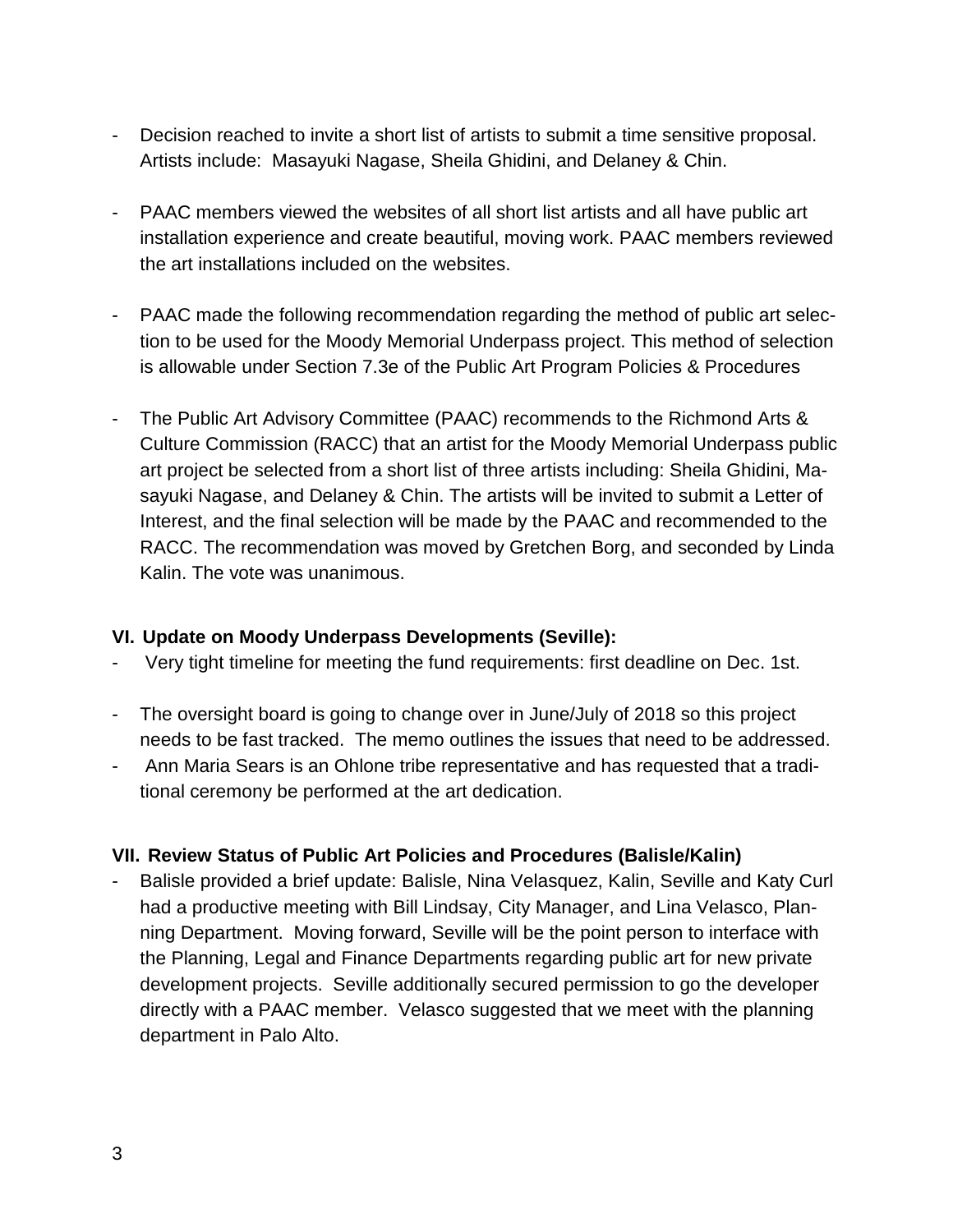- Decision reached to invite a short list of artists to submit a time sensitive proposal. Artists include: Masayuki Nagase, Sheila Ghidini, and Delaney & Chin.

- PAAC members viewed the websites of all short list artists and all have public art installation experience and create beautiful, moving work. PAAC members reviewed the art installations included on the websites.

- PAAC made the following recommendation regarding the method of public art selection to be used for the Moody Memorial Underpass project. This method of selection is allowable under Section 7.3e of the Public Art Program Policies & Procedures

- The Public Art Advisory Committee (PAAC) recommends to the Richmond Arts & Culture Commission (RACC) that an artist for the Moody Memorial Underpass public art project be selected from a short list of three artists including: Sheila Ghidini, Masayuki Nagase, and Delaney & Chin. The artists will be invited to submit a Letter of Interest, and the final selection will be made by the PAAC and recommended to the RACC. The recommendation was moved by Gretchen Borg, and seconded by Linda Kalin. The vote was unanimous.

### VI. Update on Moody Underpass Developments (Seville):

- Very tight timeline for meeting the fund requirements: first deadline on Dec. 1st.

- The oversight board is going to change over in June/July of 2018 so this project needs to be fast tracked. The memo outlines the issues that need to be addressed.
- Ann Maria Sears is an Ohlone tribe representative and has requested that a traditional ceremony be performed at the art dedication.

### VII. Review Status of Public Art Policies and Procedures (Balisle/Kalin)

- Balisle provided a brief update: Balisle, Nina Velasquez, Kalin, Seville and Katy Curl had a productive meeting with Bill Lindsay, City Manager, and Lina Velasco, Planning Department. Moving forward, Seville will be the point person to interface with the Planning, Legal and Finance Departments regarding public art for new private development projects. Seville additionally secured permission to go the developer directly with a PAAC member. Velasco suggested that we meet with the planning department in Palo Alto.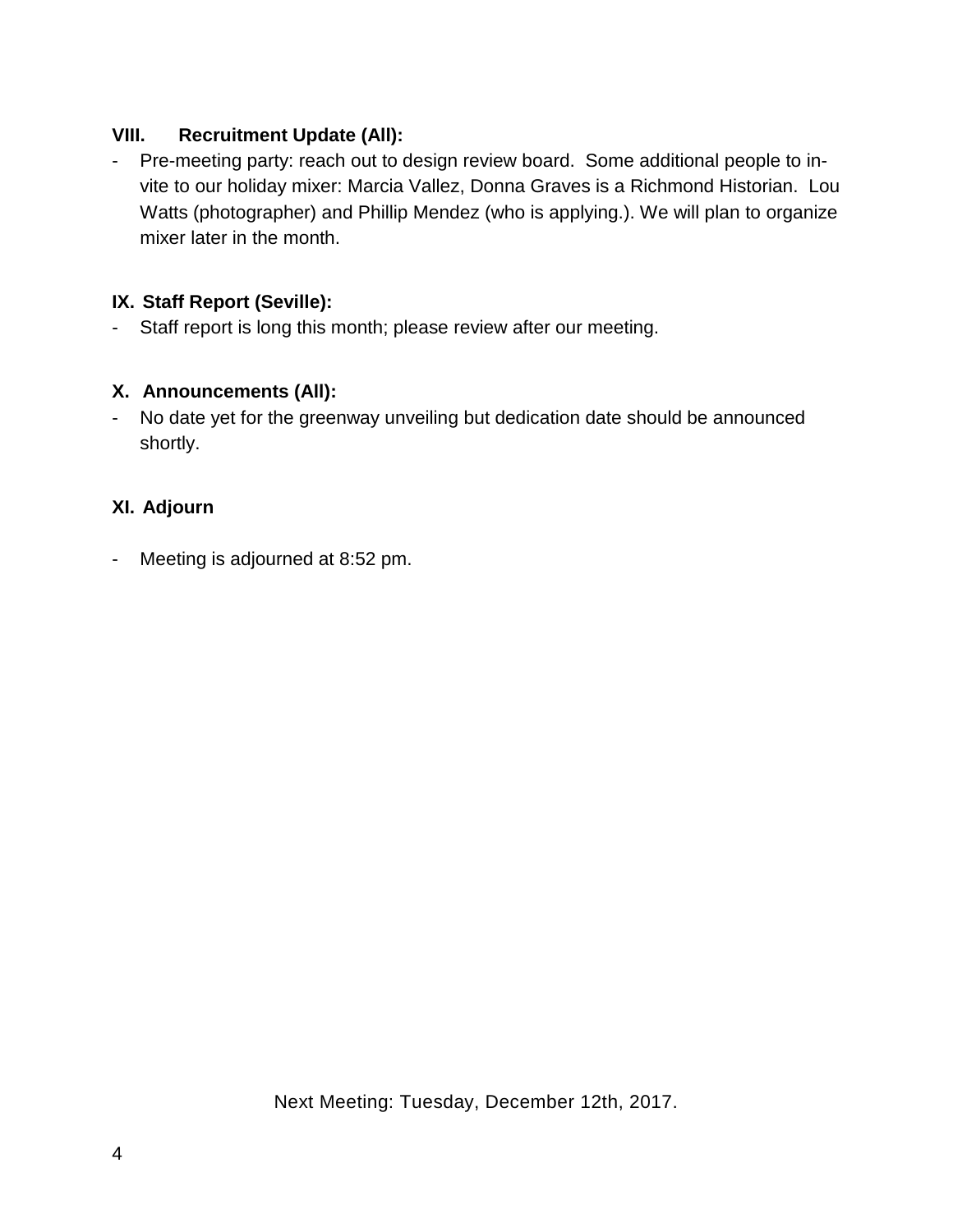**VIII. Recruitment Update (All):**

- Pre-meeting party: reach out to design review board. Some additional people to invite to our holiday mixer: Marcia Vallez, Donna Graves is a Richmond Historian. Lou Watts (photographer) and Phillip Mendez (who is applying.). We will plan to organize mixer later in the month.

**IX. Staff Report (Seville):**

- Staff report is long this month; please review after our meeting.

**X. Announcements (All):**

- No date yet for the greenway unveiling but dedication date should be announced shortly.

**XI. Adjourn**

- Meeting is adjourned at 8:52 pm.

Next Meeting: Tuesday, December 12th, 2017.